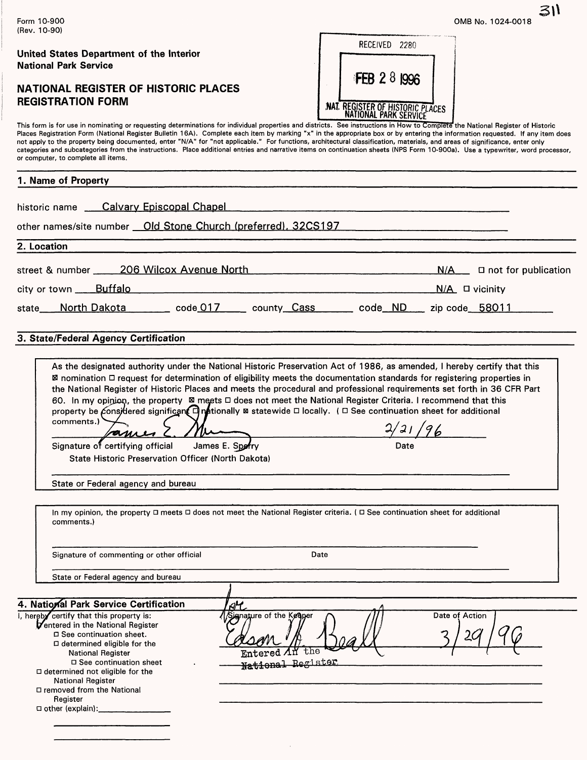Form 10-900
(Rev. 10-90)

OMB No. 1024-0018

311

United States Department of the Interior
National Park Service

# NATIONAL REGISTER OF HISTORIC PLACES REGISTRATION FORM

RECEIVED 2280

FEB 28 1996

NAT. REGISTER OF HISTORIC PLACES
NATIONAL PARK SERVICE

This form is for use in nominating or requesting determinations for individual properties and districts. See instructions in How to Complete the National Register of Historic Places Registration Form (National Register Bulletin 16A). Complete each item by marking "x" in the appropriate box or by entering the information requested. If any item does not apply to the property being documented, enter "N/A" for "not applicable." For functions, architectural classification, materials, and areas of significance, enter only categories and subcategories from the instructions. Place additional entries and narrative items on continuation sheets (NPS Form 10-900a). Use a typewriter, word processor, or computer, to complete all items.

## 1. Name of Property

historic name Calvary Episcopal Chapel

other names/site number Old Stone Church (preferred), 32CS197

## 2. Location

street & number 206 Wilcox Avenue North N/A ☐ not for publication

city or town Buffalo N/A ☐ vicinity

state North Dakota code 017 county Cass code ND zip code 58011

## 3. State/Federal Agency Certification

As the designated authority under the National Historic Preservation Act of 1986, as amended, I hereby certify that this ☒ nomination ☐ request for determination of eligibility meets the documentation standards for registering properties in the National Register of Historic Places and meets the procedural and professional requirements set forth in 36 CFR Part 60. In my opinion, the property ☒ meets ☐ does not meet the National Register Criteria. I recommend that this property be considered significant ☐ nationally ☒ statewide ☐ locally. ( ☐ See continuation sheet for additional comments.)

James E. Sperry — 2/21/96

Signature of certifying official James E. Sperry — Date

State Historic Preservation Officer (North Dakota)

State or Federal agency and bureau

In my opinion, the property ☐ meets ☐ does not meet the National Register criteria. ( ☐ See continuation sheet for additional comments.)

Signature of commenting or other official — Date

State or Federal agency and bureau

## 4. National Park Service Certification

I, hereby certify that this property is:
- ☑ entered in the National Register
  - ☐ See continuation sheet.
- ☐ determined eligible for the National Register
  - ☐ See continuation sheet
- ☐ determined not eligible for the National Register
- ☐ removed from the National Register
- ☐ other (explain): ____________

Signature of the Keeper: for Edson H. Beall — Entered in the National Register

Date of Action: 3/29/96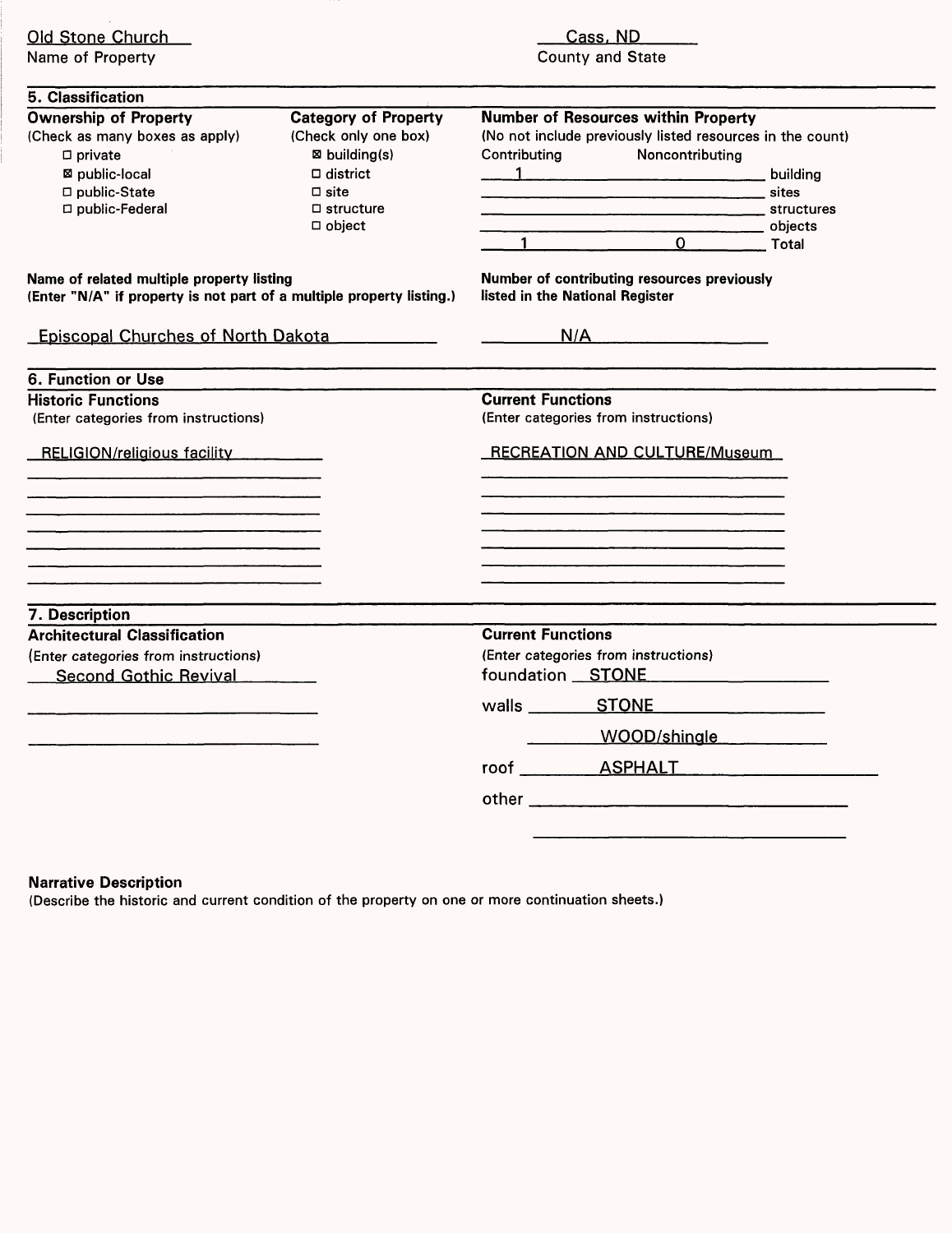Old Stone Church
Name of Property

Cass, ND
County and State

## 5. Classification

**Ownership of Property**
(Check as many boxes as apply)

- ☐ private
- ☒ public-local
- ☐ public-State
- ☐ public-Federal

**Category of Property**
(Check only one box)

- ☒ building(s)
- ☐ district
- ☐ site
- ☐ structure
- ☐ object

**Number of Resources within Property**
(No not include previously listed resources in the count)

| Contributing | Noncontributing | |
|---|---|---|
| 1 | | building |
| | | sites |
| | | structures |
| | | objects |
| 1 | 0 | Total |

**Name of related multiple property listing**
**(Enter "N/A" if property is not part of a multiple property listing.)**

Episcopal Churches of North Dakota

**Number of contributing resources previously listed in the National Register**

N/A

## 6. Function or Use

**Historic Functions**
(Enter categories from instructions)

RELIGION/religious facility

**Current Functions**
(Enter categories from instructions)

RECREATION AND CULTURE/Museum

## 7. Description

**Architectural Classification**
(Enter categories from instructions)

Second Gothic Revival

**Current Functions**
(Enter categories from instructions)

foundation STONE

walls STONE

WOOD/shingle

roof ASPHALT

other

**Narrative Description**
(Describe the historic and current condition of the property on one or more continuation sheets.)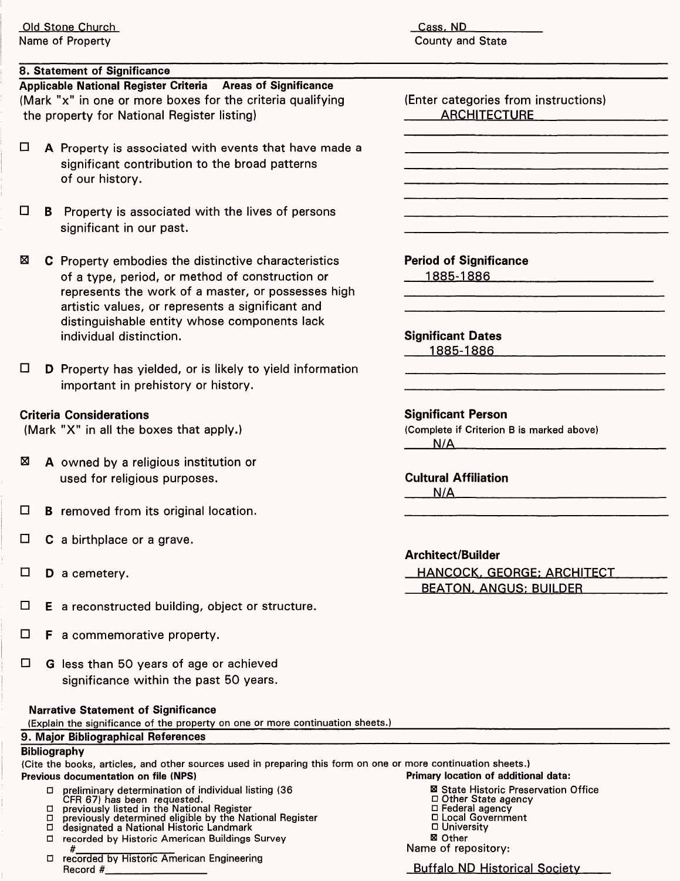Old Stone Church
Name of Property

Cass, ND
County and State

## 8. Statement of Significance

**Applicable National Register Criteria**
(Mark "x" in one or more boxes for the criteria qualifying the property for National Register listing)

- ☐ **A** Property is associated with events that have made a significant contribution to the broad patterns of our history.
- ☐ **B** Property is associated with the lives of persons significant in our past.
- ☒ **C** Property embodies the distinctive characteristics of a type, period, or method of construction or represents the work of a master, or possesses high artistic values, or represents a significant and distinguishable entity whose components lack individual distinction.
- ☐ **D** Property has yielded, or is likely to yield information important in prehistory or history.

**Criteria Considerations**
(Mark "X" in all the boxes that apply.)

- ☒ **A** owned by a religious institution or used for religious purposes.
- ☐ **B** removed from its original location.
- ☐ **C** a birthplace or a grave.
- ☐ **D** a cemetery.
- ☐ **E** a reconstructed building, object or structure.
- ☐ **F** a commemorative property.
- ☐ **G** less than 50 years of age or achieved significance within the past 50 years.

**Areas of Significance**
(Enter categories from instructions)
ARCHITECTURE

**Period of Significance**
1885-1886

**Significant Dates**
1885-1886

**Significant Person**
(Complete if Criterion B is marked above)
N/A

**Cultural Affiliation**
N/A

**Architect/Builder**
HANCOCK, GEORGE; ARCHITECT
BEATON, ANGUS; BUILDER

**Narrative Statement of Significance**
(Explain the significance of the property on one or more continuation sheets.)

## 9. Major Bibliographical References

**Bibliography**
(Cite the books, articles, and other sources used in preparing this form on one or more continuation sheets.)

**Previous documentation on file (NPS)**

- ☐ preliminary determination of individual listing (36 CFR 67) has been requested.
- ☐ previously listed in the National Register
- ☐ previously determined eligible by the National Register
- ☐ designated a National Historic Landmark
- ☐ recorded by Historic American Buildings Survey #\_\_\_\_\_\_\_\_\_\_
- ☐ recorded by Historic American Engineering Record #\_\_\_\_\_\_\_\_\_\_

**Primary location of additional data:**

- ☒ State Historic Preservation Office
- ☐ Other State agency
- ☐ Federal agency
- ☐ Local Government
- ☐ University
- ☒ Other

Name of repository:
Buffalo ND Historical Society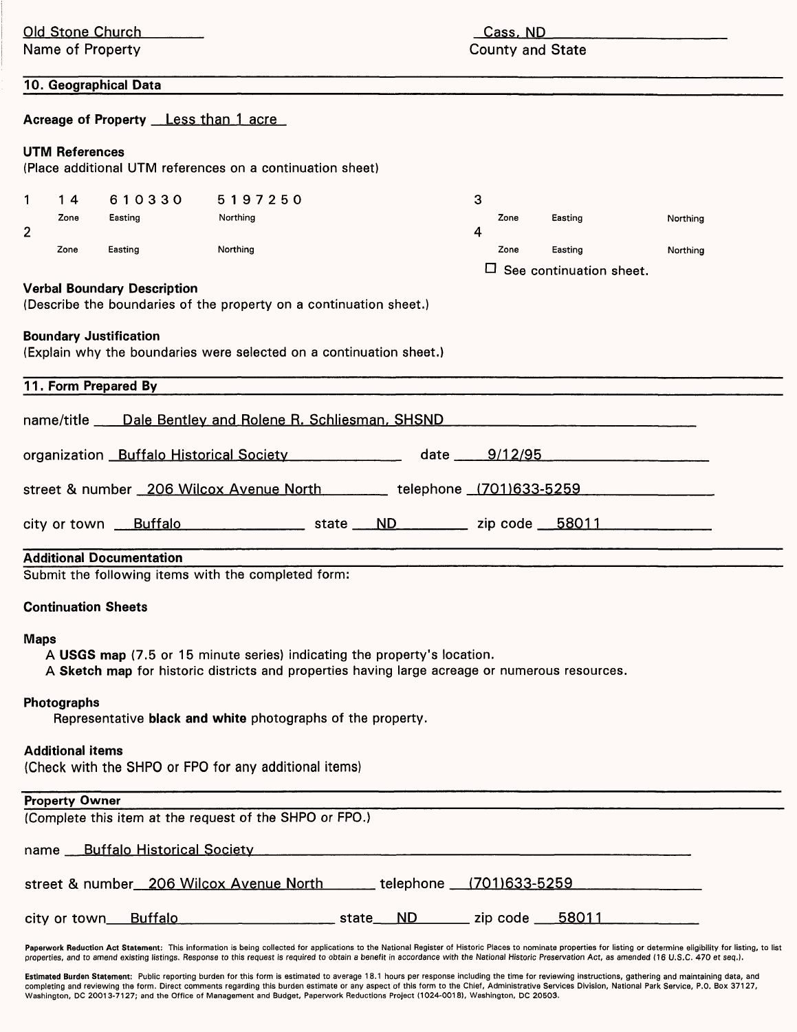Old Stone Church
Name of Property

Cass, ND
County and State

## 10. Geographical Data

**Acreage of Property** Less than 1 acre

**UTM References**
(Place additional UTM references on a continuation sheet)

| | Zone | Easting | Northing | | Zone | Easting | Northing |
|---|---|---|---|---|---|---|---|
| 1 | 14 | 610330 | 5197250 | 3 | | | |
| 2 | | | | 4 | | | |

☐ See continuation sheet.

**Verbal Boundary Description**
(Describe the boundaries of the property on a continuation sheet.)

**Boundary Justification**
(Explain why the boundaries were selected on a continuation sheet.)

## 11. Form Prepared By

name/title Dale Bentley and Rolene R. Schliesman, SHSND

organization Buffalo Historical Society date 9/12/95

street & number 206 Wilcox Avenue North telephone (701)633-5259

city or town Buffalo state ND zip code 58011

## Additional Documentation

Submit the following items with the completed form:

**Continuation Sheets**

**Maps**

A **USGS map** (7.5 or 15 minute series) indicating the property's location.
A **Sketch map** for historic districts and properties having large acreage or numerous resources.

**Photographs**

Representative **black and white** photographs of the property.

**Additional items**
(Check with the SHPO or FPO for any additional items)

## Property Owner

(Complete this item at the request of the SHPO or FPO.)

name Buffalo Historical Society

street & number 206 Wilcox Avenue North telephone (701)633-5259

city or town Buffalo state ND zip code 58011

**Paperwork Reduction Act Statement:** This information is being collected for applications to the National Register of Historic Places to nominate properties for listing or determine eligibility for listing, to list properties, and to amend existing listings. Response to this request is required to obtain a benefit in accordance with the National Historic Preservation Act, as amended (16 U.S.C. 470 et seq.).

**Estimated Burden Statement:** Public reporting burden for this form is estimated to average 18.1 hours per response including the time for reviewing instructions, gathering and maintaining data, and completing and reviewing the form. Direct comments regarding this burden estimate or any aspect of this form to the Chief, Administrative Services Division, National Park Service, P.O. Box 37127, Washington, DC 20013-7127; and the Office of Management and Budget, Paperwork Reductions Project (1024-0018), Washington, DC 20503.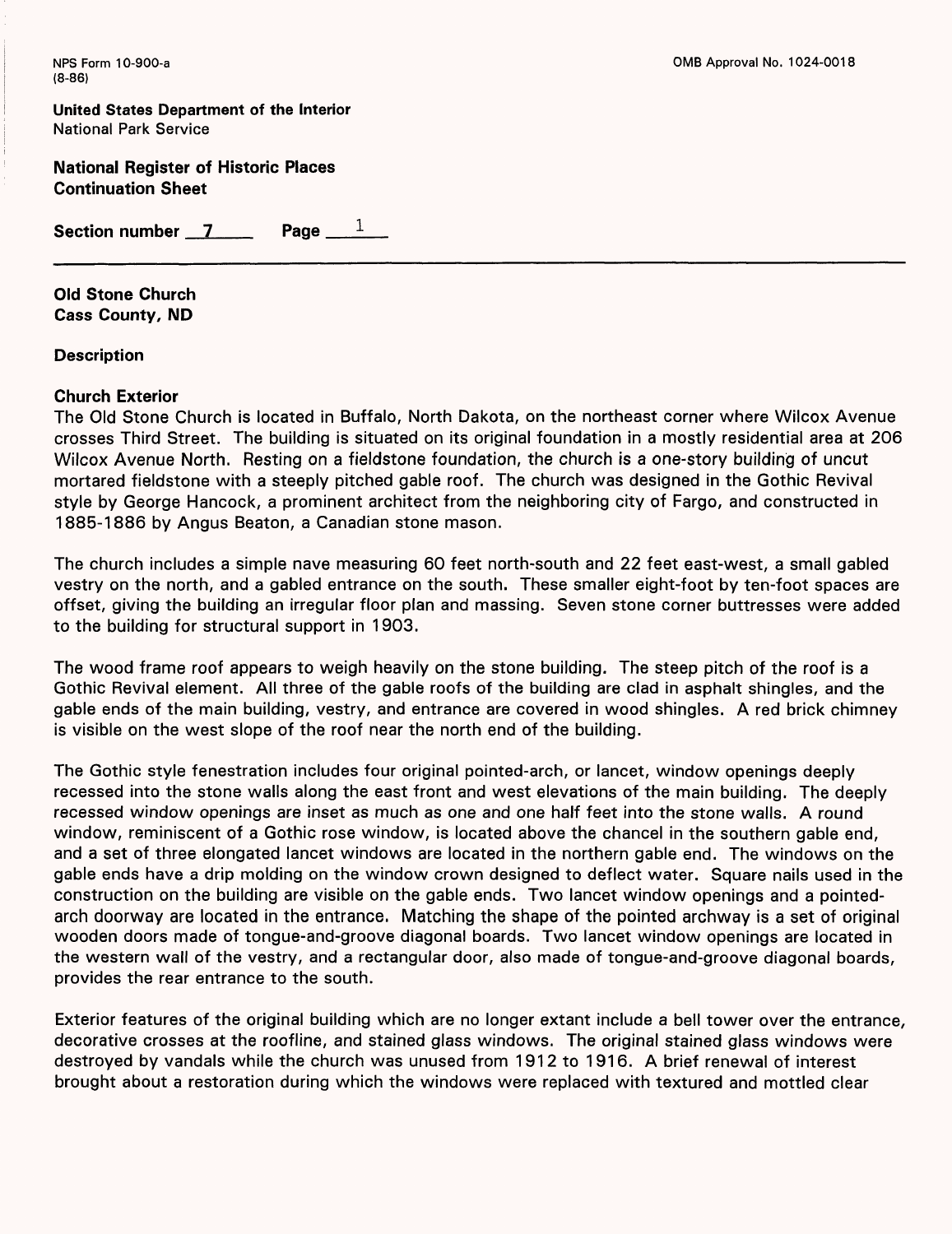**Old Stone Church**
**Cass County, ND**

**Description**

**Church Exterior**

The Old Stone Church is located in Buffalo, North Dakota, on the northeast corner where Wilcox Avenue crosses Third Street. The building is situated on its original foundation in a mostly residential area at 206 Wilcox Avenue North. Resting on a fieldstone foundation, the church is a one-story building of uncut mortared fieldstone with a steeply pitched gable roof. The church was designed in the Gothic Revival style by George Hancock, a prominent architect from the neighboring city of Fargo, and constructed in 1885-1886 by Angus Beaton, a Canadian stone mason.

The church includes a simple nave measuring 60 feet north-south and 22 feet east-west, a small gabled vestry on the north, and a gabled entrance on the south. These smaller eight-foot by ten-foot spaces are offset, giving the building an irregular floor plan and massing. Seven stone corner buttresses were added to the building for structural support in 1903.

The wood frame roof appears to weigh heavily on the stone building. The steep pitch of the roof is a Gothic Revival element. All three of the gable roofs of the building are clad in asphalt shingles, and the gable ends of the main building, vestry, and entrance are covered in wood shingles. A red brick chimney is visible on the west slope of the roof near the north end of the building.

The Gothic style fenestration includes four original pointed-arch, or lancet, window openings deeply recessed into the stone walls along the east front and west elevations of the main building. The deeply recessed window openings are inset as much as one and one half feet into the stone walls. A round window, reminiscent of a Gothic rose window, is located above the chancel in the southern gable end, and a set of three elongated lancet windows are located in the northern gable end. The windows on the gable ends have a drip molding on the window crown designed to deflect water. Square nails used in the construction on the building are visible on the gable ends. Two lancet window openings and a pointed-arch doorway are located in the entrance. Matching the shape of the pointed archway is a set of original wooden doors made of tongue-and-groove diagonal boards. Two lancet window openings are located in the western wall of the vestry, and a rectangular door, also made of tongue-and-groove diagonal boards, provides the rear entrance to the south.

Exterior features of the original building which are no longer extant include a bell tower over the entrance, decorative crosses at the roofline, and stained glass windows. The original stained glass windows were destroyed by vandals while the church was unused from 1912 to 1916. A brief renewal of interest brought about a restoration during which the windows were replaced with textured and mottled clear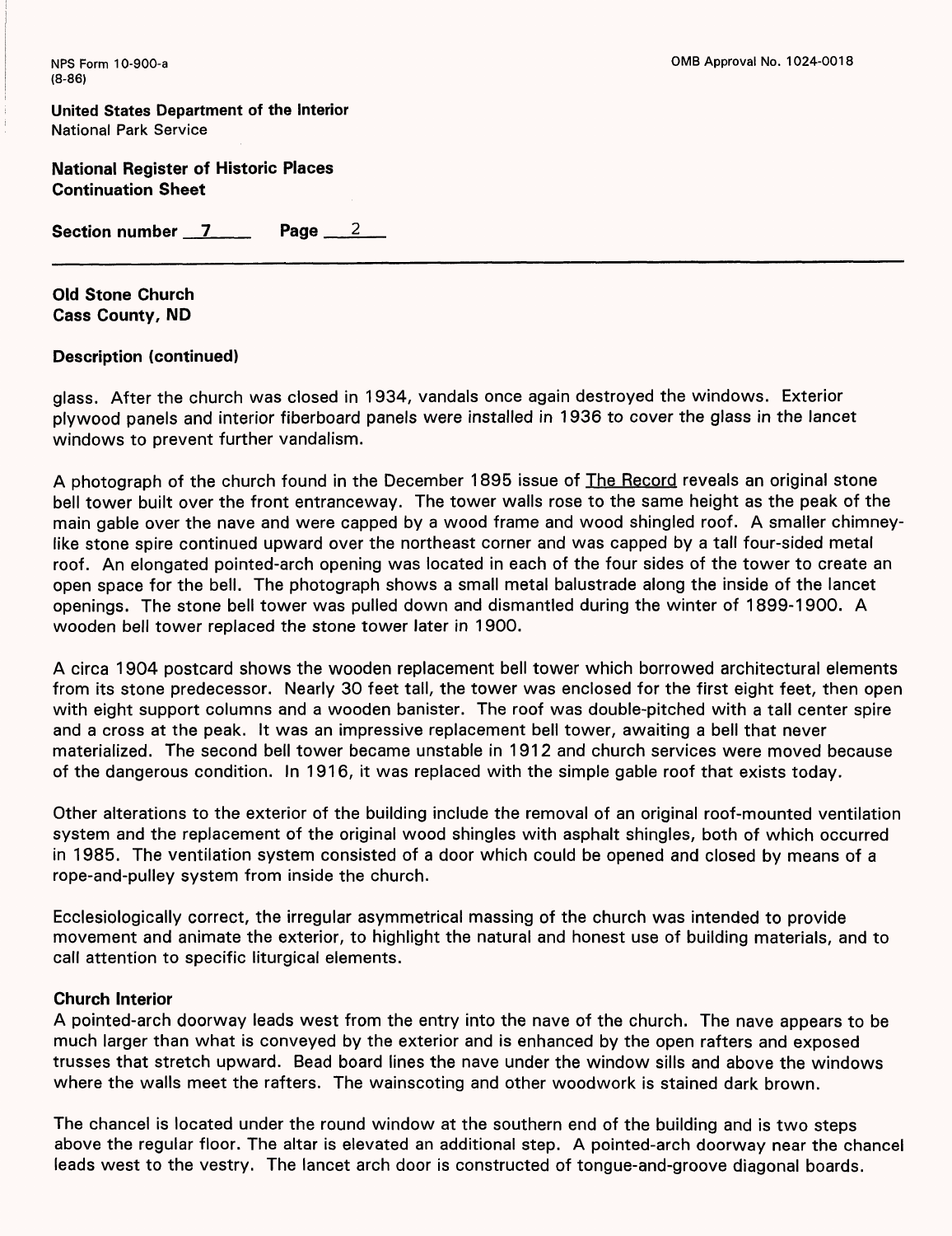**Old Stone Church**
**Cass County, ND**

**Description (continued)**

glass. After the church was closed in 1934, vandals once again destroyed the windows. Exterior plywood panels and interior fiberboard panels were installed in 1936 to cover the glass in the lancet windows to prevent further vandalism.

A photograph of the church found in the December 1895 issue of The Record reveals an original stone bell tower built over the front entranceway. The tower walls rose to the same height as the peak of the main gable over the nave and were capped by a wood frame and wood shingled roof. A smaller chimney-like stone spire continued upward over the northeast corner and was capped by a tall four-sided metal roof. An elongated pointed-arch opening was located in each of the four sides of the tower to create an open space for the bell. The photograph shows a small metal balustrade along the inside of the lancet openings. The stone bell tower was pulled down and dismantled during the winter of 1899-1900. A wooden bell tower replaced the stone tower later in 1900.

A circa 1904 postcard shows the wooden replacement bell tower which borrowed architectural elements from its stone predecessor. Nearly 30 feet tall, the tower was enclosed for the first eight feet, then open with eight support columns and a wooden banister. The roof was double-pitched with a tall center spire and a cross at the peak. It was an impressive replacement bell tower, awaiting a bell that never materialized. The second bell tower became unstable in 1912 and church services were moved because of the dangerous condition. In 1916, it was replaced with the simple gable roof that exists today.

Other alterations to the exterior of the building include the removal of an original roof-mounted ventilation system and the replacement of the original wood shingles with asphalt shingles, both of which occurred in 1985. The ventilation system consisted of a door which could be opened and closed by means of a rope-and-pulley system from inside the church.

Ecclesiologically correct, the irregular asymmetrical massing of the church was intended to provide movement and animate the exterior, to highlight the natural and honest use of building materials, and to call attention to specific liturgical elements.

**Church Interior**

A pointed-arch doorway leads west from the entry into the nave of the church. The nave appears to be much larger than what is conveyed by the exterior and is enhanced by the open rafters and exposed trusses that stretch upward. Bead board lines the nave under the window sills and above the windows where the walls meet the rafters. The wainscoting and other woodwork is stained dark brown.

The chancel is located under the round window at the southern end of the building and is two steps above the regular floor. The altar is elevated an additional step. A pointed-arch doorway near the chancel leads west to the vestry. The lancet arch door is constructed of tongue-and-groove diagonal boards.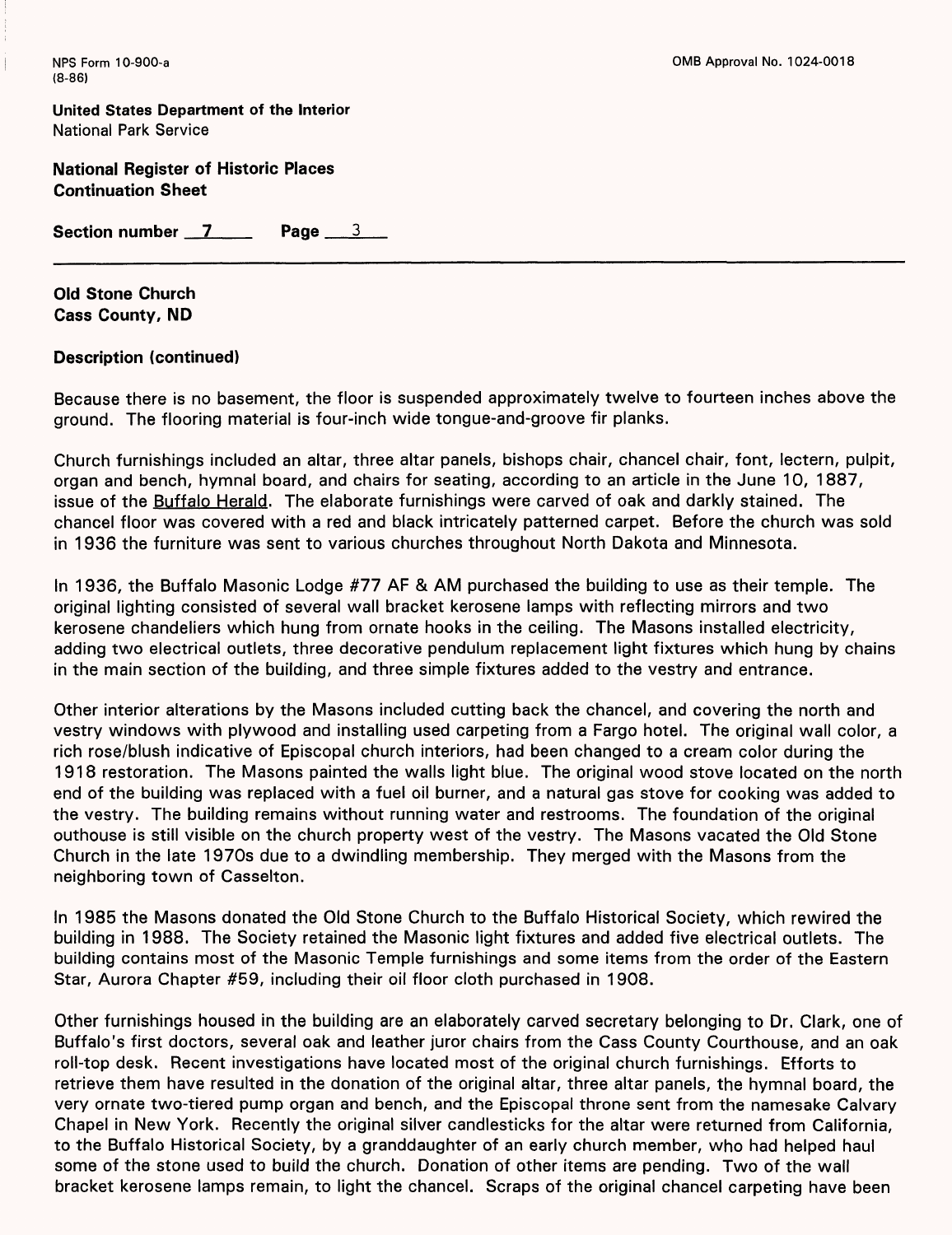**Old Stone Church**
**Cass County, ND**

**Description (continued)**

Because there is no basement, the floor is suspended approximately twelve to fourteen inches above the ground. The flooring material is four-inch wide tongue-and-groove fir planks.

Church furnishings included an altar, three altar panels, bishops chair, chancel chair, font, lectern, pulpit, organ and bench, hymnal board, and chairs for seating, according to an article in the June 10, 1887, issue of the Buffalo Herald. The elaborate furnishings were carved of oak and darkly stained. The chancel floor was covered with a red and black intricately patterned carpet. Before the church was sold in 1936 the furniture was sent to various churches throughout North Dakota and Minnesota.

In 1936, the Buffalo Masonic Lodge #77 AF & AM purchased the building to use as their temple. The original lighting consisted of several wall bracket kerosene lamps with reflecting mirrors and two kerosene chandeliers which hung from ornate hooks in the ceiling. The Masons installed electricity, adding two electrical outlets, three decorative pendulum replacement light fixtures which hung by chains in the main section of the building, and three simple fixtures added to the vestry and entrance.

Other interior alterations by the Masons included cutting back the chancel, and covering the north and vestry windows with plywood and installing used carpeting from a Fargo hotel. The original wall color, a rich rose/blush indicative of Episcopal church interiors, had been changed to a cream color during the 1918 restoration. The Masons painted the walls light blue. The original wood stove located on the north end of the building was replaced with a fuel oil burner, and a natural gas stove for cooking was added to the vestry. The building remains without running water and restrooms. The foundation of the original outhouse is still visible on the church property west of the vestry. The Masons vacated the Old Stone Church in the late 1970s due to a dwindling membership. They merged with the Masons from the neighboring town of Casselton.

In 1985 the Masons donated the Old Stone Church to the Buffalo Historical Society, which rewired the building in 1988. The Society retained the Masonic light fixtures and added five electrical outlets. The building contains most of the Masonic Temple furnishings and some items from the order of the Eastern Star, Aurora Chapter #59, including their oil floor cloth purchased in 1908.

Other furnishings housed in the building are an elaborately carved secretary belonging to Dr. Clark, one of Buffalo's first doctors, several oak and leather juror chairs from the Cass County Courthouse, and an oak roll-top desk. Recent investigations have located most of the original church furnishings. Efforts to retrieve them have resulted in the donation of the original altar, three altar panels, the hymnal board, the very ornate two-tiered pump organ and bench, and the Episcopal throne sent from the namesake Calvary Chapel in New York. Recently the original silver candlesticks for the altar were returned from California, to the Buffalo Historical Society, by a granddaughter of an early church member, who had helped haul some of the stone used to build the church. Donation of other items are pending. Two of the wall bracket kerosene lamps remain, to light the chancel. Scraps of the original chancel carpeting have been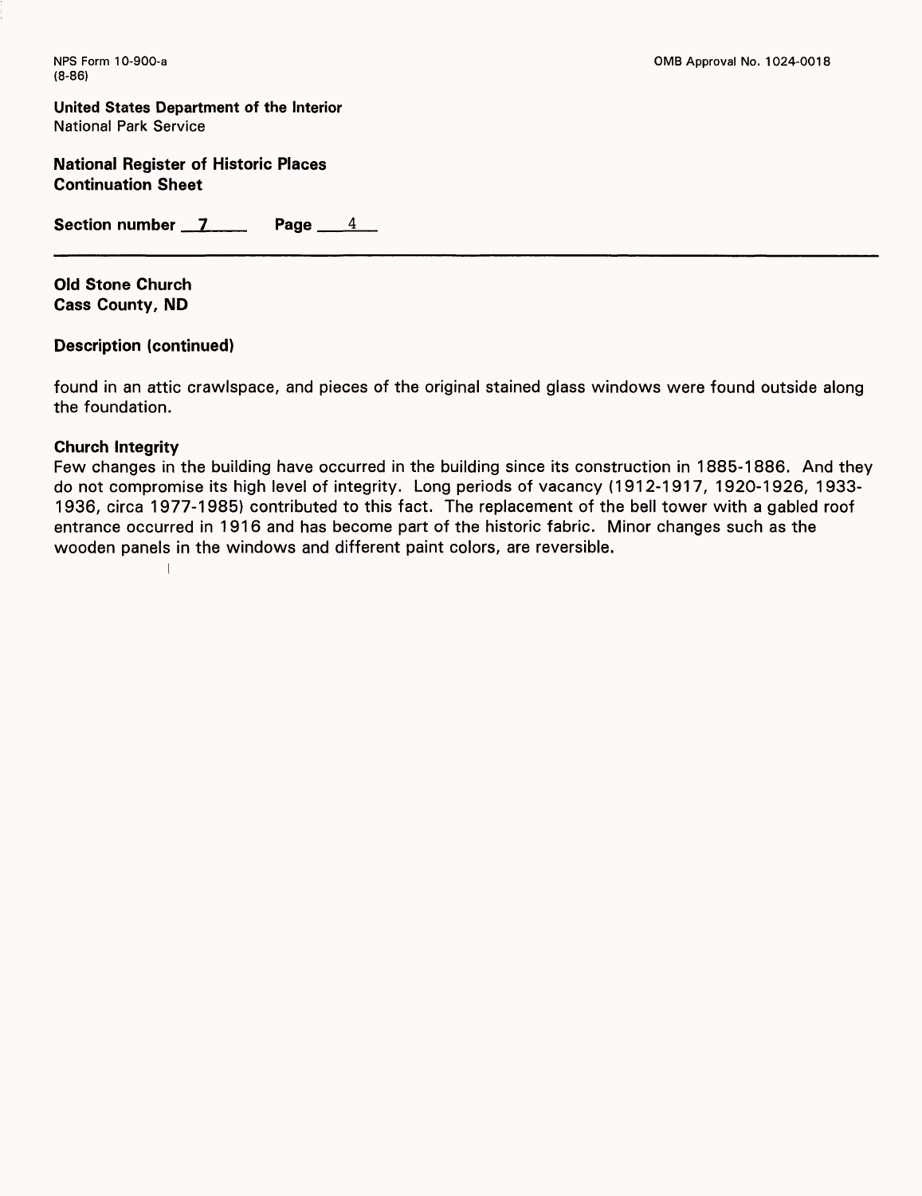**Old Stone Church**
**Cass County, ND**

**Description (continued)**

found in an attic crawlspace, and pieces of the original stained glass windows were found outside along the foundation.

**Church Integrity**

Few changes in the building have occurred in the building since its construction in 1885-1886. And they do not compromise its high level of integrity. Long periods of vacancy (1912-1917, 1920-1926, 1933-1936, circa 1977-1985) contributed to this fact. The replacement of the bell tower with a gabled roof entrance occurred in 1916 and has become part of the historic fabric. Minor changes such as the wooden panels in the windows and different paint colors, are reversible.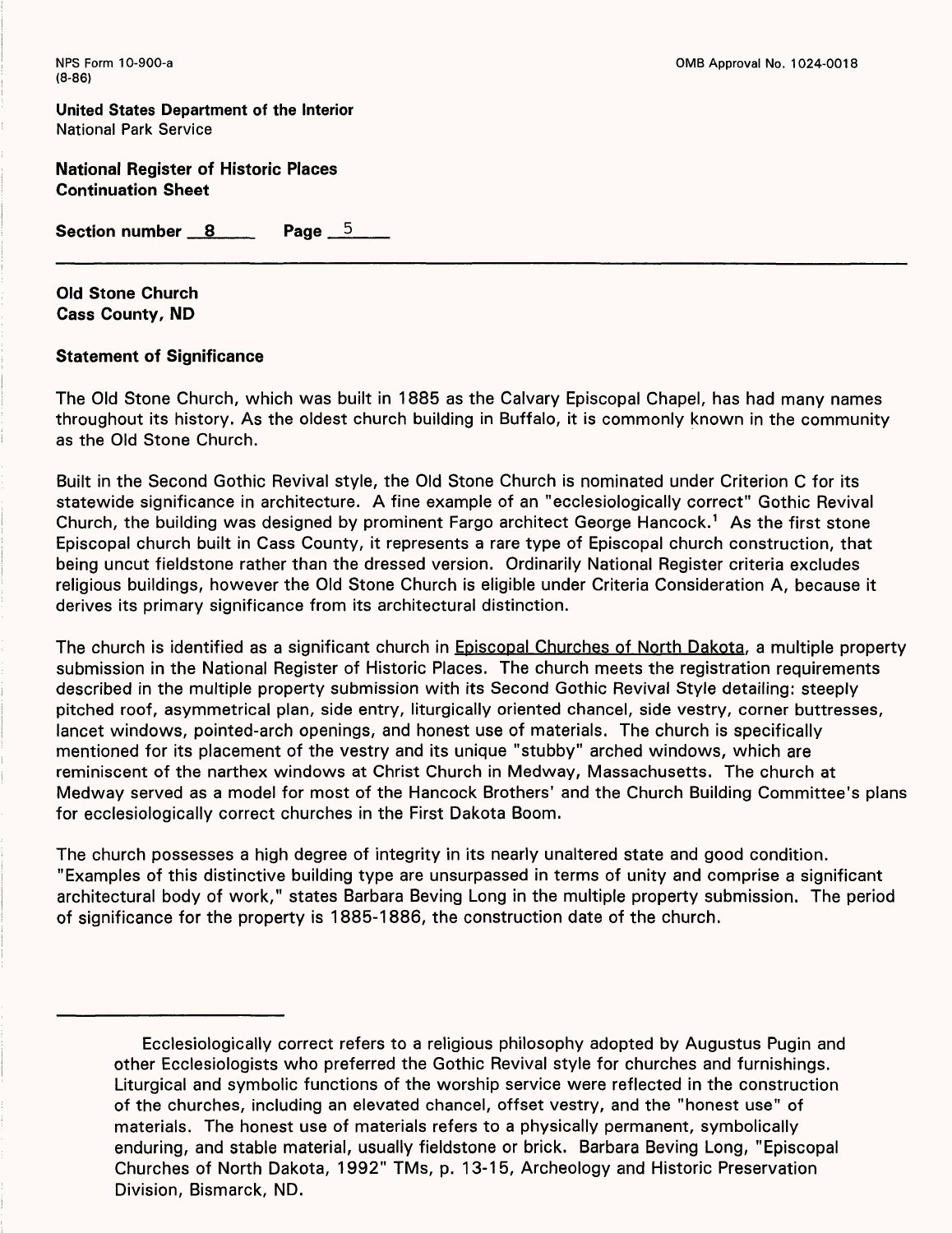**Old Stone Church**
**Cass County, ND**

**Statement of Significance**

The Old Stone Church, which was built in 1885 as the Calvary Episcopal Chapel, has had many names throughout its history. As the oldest church building in Buffalo, it is commonly known in the community as the Old Stone Church.

Built in the Second Gothic Revival style, the Old Stone Church is nominated under Criterion C for its statewide significance in architecture. A fine example of an "ecclesiologically correct" Gothic Revival Church, the building was designed by prominent Fargo architect George Hancock.[1] As the first stone Episcopal church built in Cass County, it represents a rare type of Episcopal church construction, that being uncut fieldstone rather than the dressed version. Ordinarily National Register criteria excludes religious buildings, however the Old Stone Church is eligible under Criteria Consideration A, because it derives its primary significance from its architectural distinction.

The church is identified as a significant church in Episcopal Churches of North Dakota, a multiple property submission in the National Register of Historic Places. The church meets the registration requirements described in the multiple property submission with its Second Gothic Revival Style detailing: steeply pitched roof, asymmetrical plan, side entry, liturgically oriented chancel, side vestry, corner buttresses, lancet windows, pointed-arch openings, and honest use of materials. The church is specifically mentioned for its placement of the vestry and its unique "stubby" arched windows, which are reminiscent of the narthex windows at Christ Church in Medway, Massachusetts. The church at Medway served as a model for most of the Hancock Brothers' and the Church Building Committee's plans for ecclesiologically correct churches in the First Dakota Boom.

The church possesses a high degree of integrity in its nearly unaltered state and good condition. "Examples of this distinctive building type are unsurpassed in terms of unity and comprise a significant architectural body of work," states Barbara Beving Long in the multiple property submission. The period of significance for the property is 1885-1886, the construction date of the church.

---

Ecclesiologically correct refers to a religious philosophy adopted by Augustus Pugin and other Ecclesiologists who preferred the Gothic Revival style for churches and furnishings. Liturgical and symbolic functions of the worship service were reflected in the construction of the churches, including an elevated chancel, offset vestry, and the "honest use" of materials. The honest use of materials refers to a physically permanent, symbolically enduring, and stable material, usually fieldstone or brick. Barbara Beving Long, "Episcopal Churches of North Dakota, 1992" TMs, p. 13-15, Archeology and Historic Preservation Division, Bismarck, ND.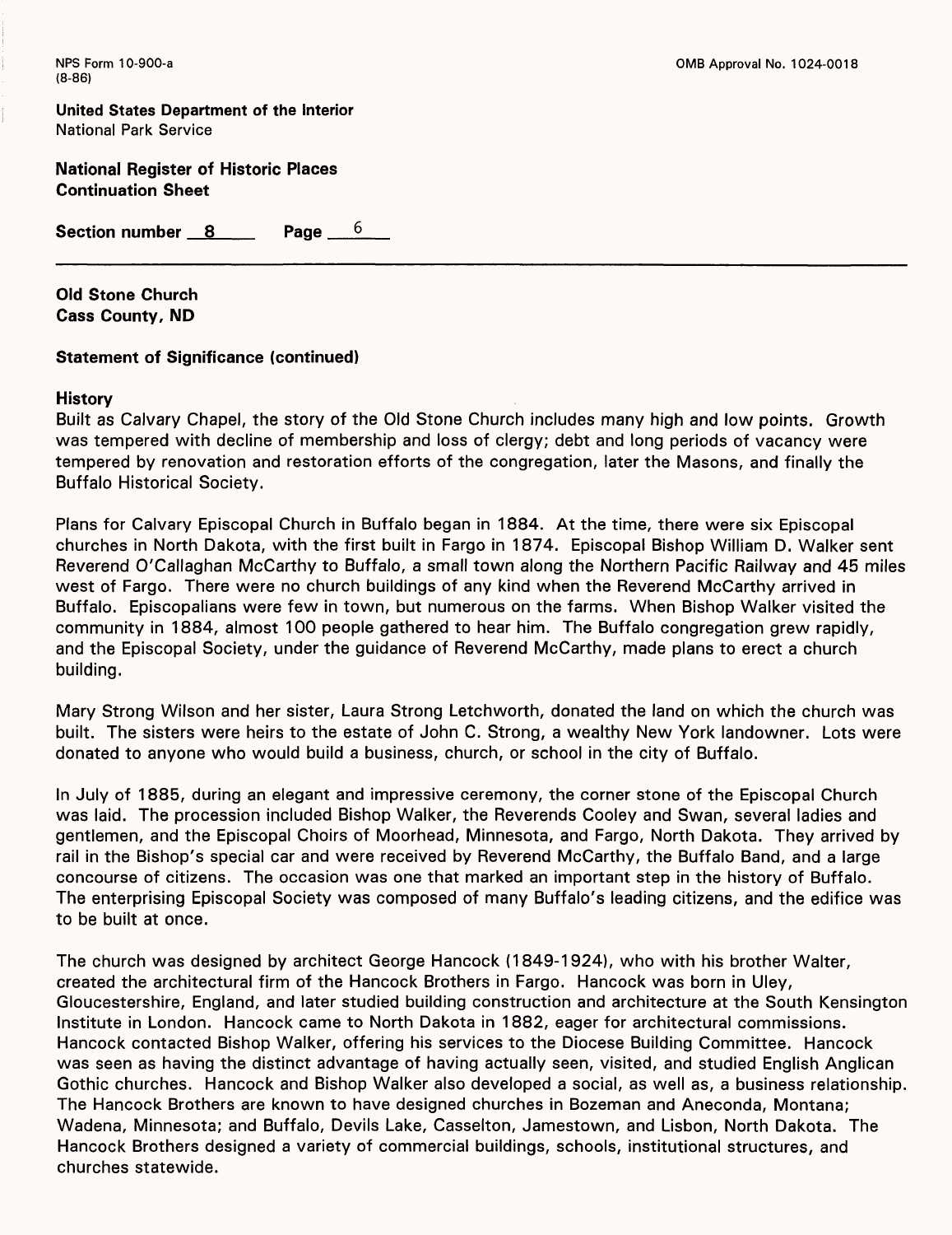**Old Stone Church**
**Cass County, ND**

**Statement of Significance (continued)**

**History**

Built as Calvary Chapel, the story of the Old Stone Church includes many high and low points. Growth was tempered with decline of membership and loss of clergy; debt and long periods of vacancy were tempered by renovation and restoration efforts of the congregation, later the Masons, and finally the Buffalo Historical Society.

Plans for Calvary Episcopal Church in Buffalo began in 1884. At the time, there were six Episcopal churches in North Dakota, with the first built in Fargo in 1874. Episcopal Bishop William D. Walker sent Reverend O'Callaghan McCarthy to Buffalo, a small town along the Northern Pacific Railway and 45 miles west of Fargo. There were no church buildings of any kind when the Reverend McCarthy arrived in Buffalo. Episcopalians were few in town, but numerous on the farms. When Bishop Walker visited the community in 1884, almost 100 people gathered to hear him. The Buffalo congregation grew rapidly, and the Episcopal Society, under the guidance of Reverend McCarthy, made plans to erect a church building.

Mary Strong Wilson and her sister, Laura Strong Letchworth, donated the land on which the church was built. The sisters were heirs to the estate of John C. Strong, a wealthy New York landowner. Lots were donated to anyone who would build a business, church, or school in the city of Buffalo.

In July of 1885, during an elegant and impressive ceremony, the corner stone of the Episcopal Church was laid. The procession included Bishop Walker, the Reverends Cooley and Swan, several ladies and gentlemen, and the Episcopal Choirs of Moorhead, Minnesota, and Fargo, North Dakota. They arrived by rail in the Bishop's special car and were received by Reverend McCarthy, the Buffalo Band, and a large concourse of citizens. The occasion was one that marked an important step in the history of Buffalo. The enterprising Episcopal Society was composed of many Buffalo's leading citizens, and the edifice was to be built at once.

The church was designed by architect George Hancock (1849-1924), who with his brother Walter, created the architectural firm of the Hancock Brothers in Fargo. Hancock was born in Uley, Gloucestershire, England, and later studied building construction and architecture at the South Kensington Institute in London. Hancock came to North Dakota in 1882, eager for architectural commissions. Hancock contacted Bishop Walker, offering his services to the Diocese Building Committee. Hancock was seen as having the distinct advantage of having actually seen, visited, and studied English Anglican Gothic churches. Hancock and Bishop Walker also developed a social, as well as, a business relationship. The Hancock Brothers are known to have designed churches in Bozeman and Aneconda, Montana; Wadena, Minnesota; and Buffalo, Devils Lake, Casselton, Jamestown, and Lisbon, North Dakota. The Hancock Brothers designed a variety of commercial buildings, schools, institutional structures, and churches statewide.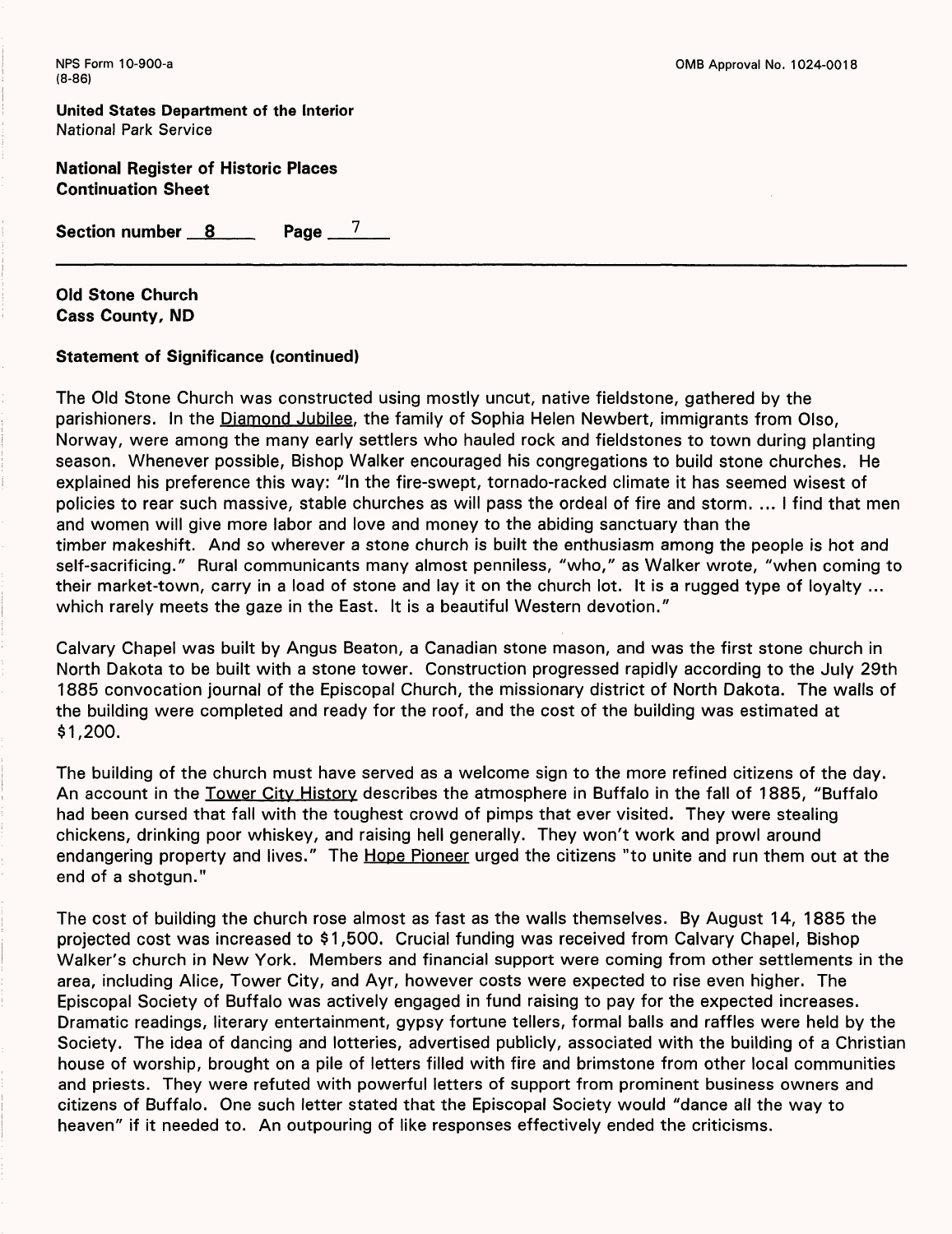**Old Stone Church**
**Cass County, ND**

**Statement of Significance (continued)**

The Old Stone Church was constructed using mostly uncut, native fieldstone, gathered by the parishioners. In the Diamond Jubilee, the family of Sophia Helen Newbert, immigrants from Olso, Norway, were among the many early settlers who hauled rock and fieldstones to town during planting season. Whenever possible, Bishop Walker encouraged his congregations to build stone churches. He explained his preference this way: "In the fire-swept, tornado-racked climate it has seemed wisest of policies to rear such massive, stable churches as will pass the ordeal of fire and storm. ... I find that men and women will give more labor and love and money to the abiding sanctuary than the timber makeshift. And so wherever a stone church is built the enthusiasm among the people is hot and self-sacrificing." Rural communicants many almost penniless, "who," as Walker wrote, "when coming to their market-town, carry in a load of stone and lay it on the church lot. It is a rugged type of loyalty ... which rarely meets the gaze in the East. It is a beautiful Western devotion."

Calvary Chapel was built by Angus Beaton, a Canadian stone mason, and was the first stone church in North Dakota to be built with a stone tower. Construction progressed rapidly according to the July 29th 1885 convocation journal of the Episcopal Church, the missionary district of North Dakota. The walls of the building were completed and ready for the roof, and the cost of the building was estimated at $1,200.

The building of the church must have served as a welcome sign to the more refined citizens of the day. An account in the Tower City History describes the atmosphere in Buffalo in the fall of 1885, "Buffalo had been cursed that fall with the toughest crowd of pimps that ever visited. They were stealing chickens, drinking poor whiskey, and raising hell generally. They won't work and prowl around endangering property and lives." The Hope Pioneer urged the citizens "to unite and run them out at the end of a shotgun."

The cost of building the church rose almost as fast as the walls themselves. By August 14, 1885 the projected cost was increased to $1,500. Crucial funding was received from Calvary Chapel, Bishop Walker's church in New York. Members and financial support were coming from other settlements in the area, including Alice, Tower City, and Ayr, however costs were expected to rise even higher. The Episcopal Society of Buffalo was actively engaged in fund raising to pay for the expected increases. Dramatic readings, literary entertainment, gypsy fortune tellers, formal balls and raffles were held by the Society. The idea of dancing and lotteries, advertised publicly, associated with the building of a Christian house of worship, brought on a pile of letters filled with fire and brimstone from other local communities and priests. They were refuted with powerful letters of support from prominent business owners and citizens of Buffalo. One such letter stated that the Episcopal Society would "dance all the way to heaven" if it needed to. An outpouring of like responses effectively ended the criticisms.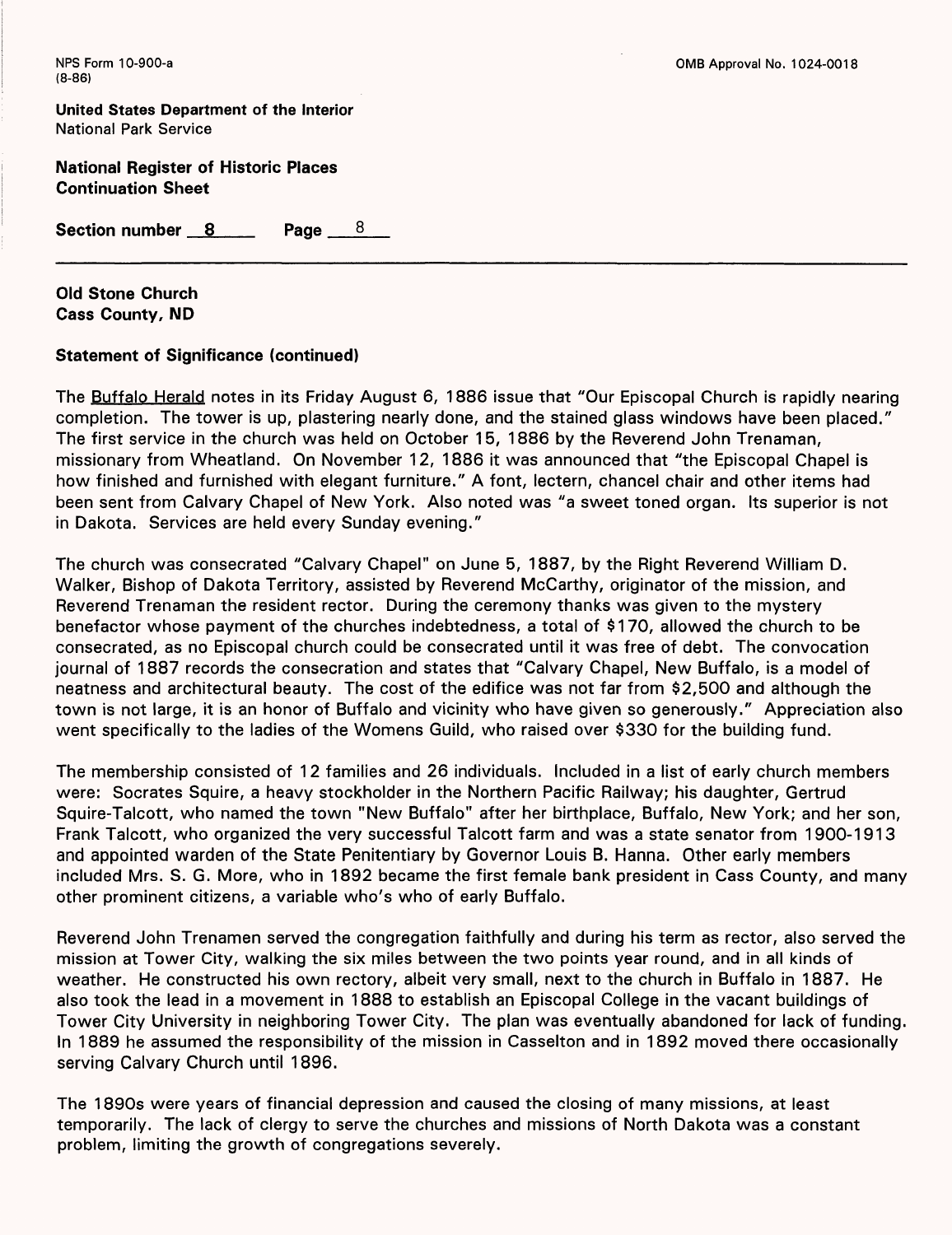**Old Stone Church**
**Cass County, ND**

**Statement of Significance (continued)**

The Buffalo Herald notes in its Friday August 6, 1886 issue that "Our Episcopal Church is rapidly nearing completion. The tower is up, plastering nearly done, and the stained glass windows have been placed." The first service in the church was held on October 15, 1886 by the Reverend John Trenaman, missionary from Wheatland. On November 12, 1886 it was announced that "the Episcopal Chapel is how finished and furnished with elegant furniture." A font, lectern, chancel chair and other items had been sent from Calvary Chapel of New York. Also noted was "a sweet toned organ. Its superior is not in Dakota. Services are held every Sunday evening."

The church was consecrated "Calvary Chapel" on June 5, 1887, by the Right Reverend William D. Walker, Bishop of Dakota Territory, assisted by Reverend McCarthy, originator of the mission, and Reverend Trenaman the resident rector. During the ceremony thanks was given to the mystery benefactor whose payment of the churches indebtedness, a total of $170, allowed the church to be consecrated, as no Episcopal church could be consecrated until it was free of debt. The convocation journal of 1887 records the consecration and states that "Calvary Chapel, New Buffalo, is a model of neatness and architectural beauty. The cost of the edifice was not far from $2,500 and although the town is not large, it is an honor of Buffalo and vicinity who have given so generously." Appreciation also went specifically to the ladies of the Womens Guild, who raised over $330 for the building fund.

The membership consisted of 12 families and 26 individuals. Included in a list of early church members were: Socrates Squire, a heavy stockholder in the Northern Pacific Railway; his daughter, Gertrud Squire-Talcott, who named the town "New Buffalo" after her birthplace, Buffalo, New York; and her son, Frank Talcott, who organized the very successful Talcott farm and was a state senator from 1900-1913 and appointed warden of the State Penitentiary by Governor Louis B. Hanna. Other early members included Mrs. S. G. More, who in 1892 became the first female bank president in Cass County, and many other prominent citizens, a variable who's who of early Buffalo.

Reverend John Trenamen served the congregation faithfully and during his term as rector, also served the mission at Tower City, walking the six miles between the two points year round, and in all kinds of weather. He constructed his own rectory, albeit very small, next to the church in Buffalo in 1887. He also took the lead in a movement in 1888 to establish an Episcopal College in the vacant buildings of Tower City University in neighboring Tower City. The plan was eventually abandoned for lack of funding. In 1889 he assumed the responsibility of the mission in Casselton and in 1892 moved there occasionally serving Calvary Church until 1896.

The 1890s were years of financial depression and caused the closing of many missions, at least temporarily. The lack of clergy to serve the churches and missions of North Dakota was a constant problem, limiting the growth of congregations severely.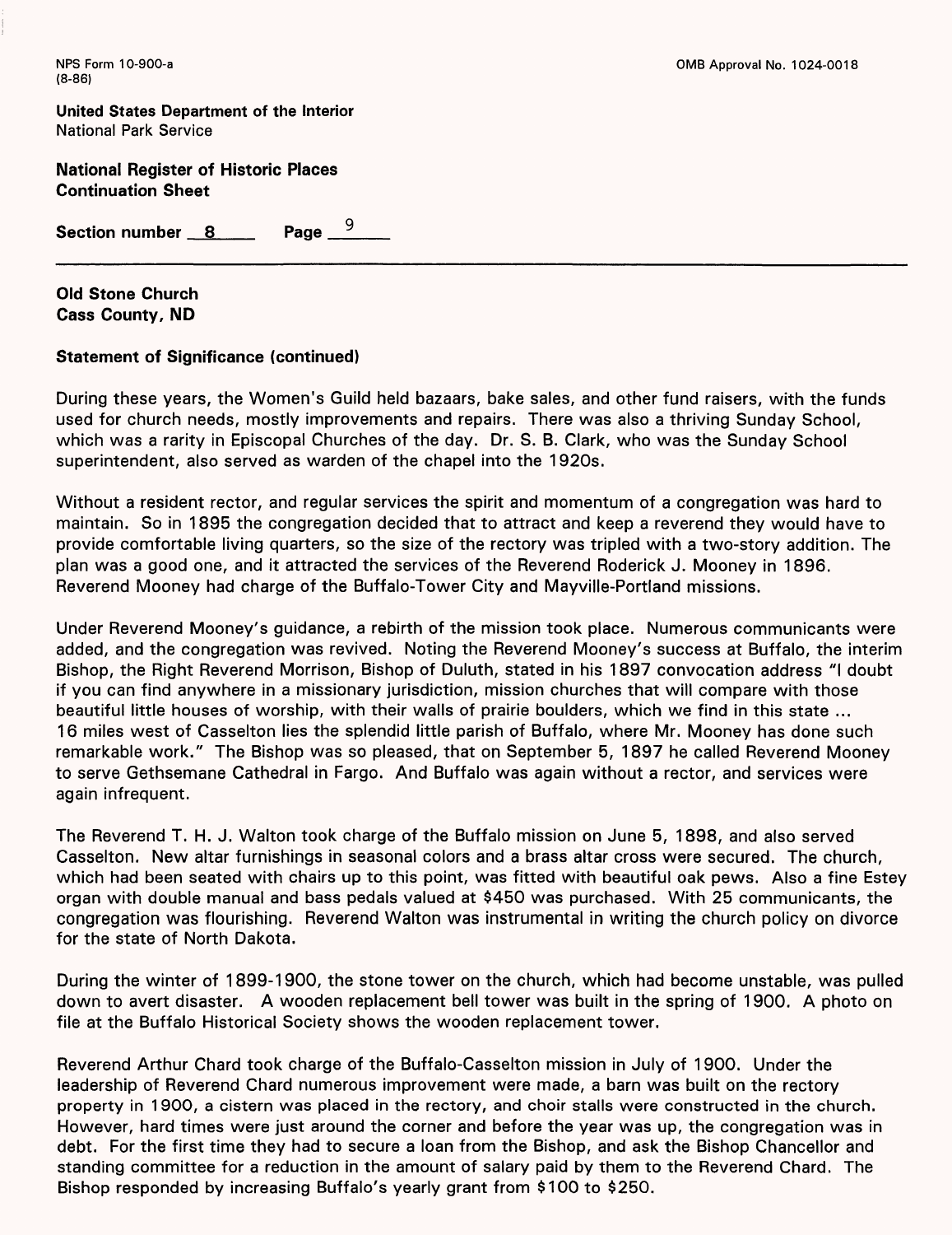**Old Stone Church**
**Cass County, ND**

**Statement of Significance (continued)**

During these years, the Women's Guild held bazaars, bake sales, and other fund raisers, with the funds used for church needs, mostly improvements and repairs. There was also a thriving Sunday School, which was a rarity in Episcopal Churches of the day. Dr. S. B. Clark, who was the Sunday School superintendent, also served as warden of the chapel into the 1920s.

Without a resident rector, and regular services the spirit and momentum of a congregation was hard to maintain. So in 1895 the congregation decided that to attract and keep a reverend they would have to provide comfortable living quarters, so the size of the rectory was tripled with a two-story addition. The plan was a good one, and it attracted the services of the Reverend Roderick J. Mooney in 1896. Reverend Mooney had charge of the Buffalo-Tower City and Mayville-Portland missions.

Under Reverend Mooney's guidance, a rebirth of the mission took place. Numerous communicants were added, and the congregation was revived. Noting the Reverend Mooney's success at Buffalo, the interim Bishop, the Right Reverend Morrison, Bishop of Duluth, stated in his 1897 convocation address "I doubt if you can find anywhere in a missionary jurisdiction, mission churches that will compare with those beautiful little houses of worship, with their walls of prairie boulders, which we find in this state ... 16 miles west of Casselton lies the splendid little parish of Buffalo, where Mr. Mooney has done such remarkable work." The Bishop was so pleased, that on September 5, 1897 he called Reverend Mooney to serve Gethsemane Cathedral in Fargo. And Buffalo was again without a rector, and services were again infrequent.

The Reverend T. H. J. Walton took charge of the Buffalo mission on June 5, 1898, and also served Casselton. New altar furnishings in seasonal colors and a brass altar cross were secured. The church, which had been seated with chairs up to this point, was fitted with beautiful oak pews. Also a fine Estey organ with double manual and bass pedals valued at $450 was purchased. With 25 communicants, the congregation was flourishing. Reverend Walton was instrumental in writing the church policy on divorce for the state of North Dakota.

During the winter of 1899-1900, the stone tower on the church, which had become unstable, was pulled down to avert disaster. A wooden replacement bell tower was built in the spring of 1900. A photo on file at the Buffalo Historical Society shows the wooden replacement tower.

Reverend Arthur Chard took charge of the Buffalo-Casselton mission in July of 1900. Under the leadership of Reverend Chard numerous improvement were made, a barn was built on the rectory property in 1900, a cistern was placed in the rectory, and choir stalls were constructed in the church. However, hard times were just around the corner and before the year was up, the congregation was in debt. For the first time they had to secure a loan from the Bishop, and ask the Bishop Chancellor and standing committee for a reduction in the amount of salary paid by them to the Reverend Chard. The Bishop responded by increasing Buffalo's yearly grant from $100 to $250.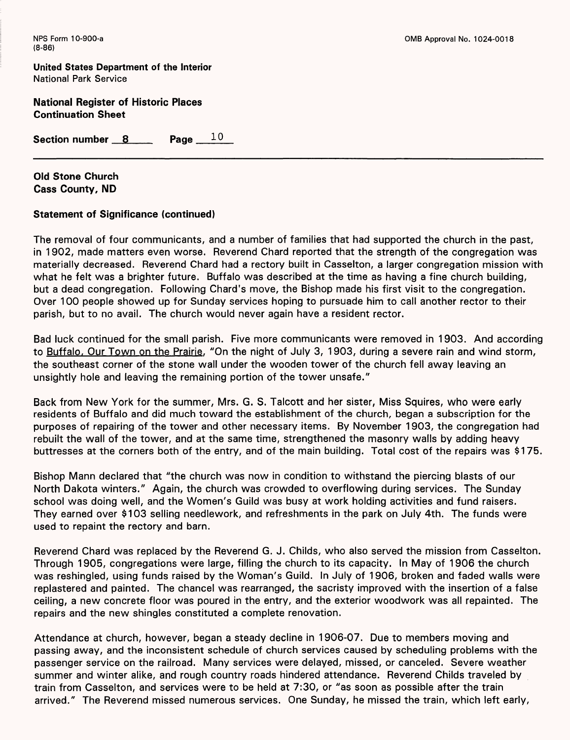**Old Stone Church**
**Cass County, ND**

**Statement of Significance (continued)**

The removal of four communicants, and a number of families that had supported the church in the past, in 1902, made matters even worse. Reverend Chard reported that the strength of the congregation was materially decreased. Reverend Chard had a rectory built in Casselton, a larger congregation mission with what he felt was a brighter future. Buffalo was described at the time as having a fine church building, but a dead congregation. Following Chard's move, the Bishop made his first visit to the congregation. Over 100 people showed up for Sunday services hoping to pursuade him to call another rector to their parish, but to no avail. The church would never again have a resident rector.

Bad luck continued for the small parish. Five more communicants were removed in 1903. And according to Buffalo, Our Town on the Prairie, "On the night of July 3, 1903, during a severe rain and wind storm, the southeast corner of the stone wall under the wooden tower of the church fell away leaving an unsightly hole and leaving the remaining portion of the tower unsafe."

Back from New York for the summer, Mrs. G. S. Talcott and her sister, Miss Squires, who were early residents of Buffalo and did much toward the establishment of the church, began a subscription for the purposes of repairing of the tower and other necessary items. By November 1903, the congregation had rebuilt the wall of the tower, and at the same time, strengthened the masonry walls by adding heavy buttresses at the corners both of the entry, and of the main building. Total cost of the repairs was $175.

Bishop Mann declared that "the church was now in condition to withstand the piercing blasts of our North Dakota winters." Again, the church was crowded to overflowing during services. The Sunday school was doing well, and the Women's Guild was busy at work holding activities and fund raisers. They earned over $103 selling needlework, and refreshments in the park on July 4th. The funds were used to repaint the rectory and barn.

Reverend Chard was replaced by the Reverend G. J. Childs, who also served the mission from Casselton. Through 1905, congregations were large, filling the church to its capacity. In May of 1906 the church was reshingled, using funds raised by the Woman's Guild. In July of 1906, broken and faded walls were replastered and painted. The chancel was rearranged, the sacristy improved with the insertion of a false ceiling, a new concrete floor was poured in the entry, and the exterior woodwork was all repainted. The repairs and the new shingles constituted a complete renovation.

Attendance at church, however, began a steady decline in 1906-07. Due to members moving and passing away, and the inconsistent schedule of church services caused by scheduling problems with the passenger service on the railroad. Many services were delayed, missed, or canceled. Severe weather summer and winter alike, and rough country roads hindered attendance. Reverend Childs traveled by train from Casselton, and services were to be held at 7:30, or "as soon as possible after the train arrived." The Reverend missed numerous services. One Sunday, he missed the train, which left early,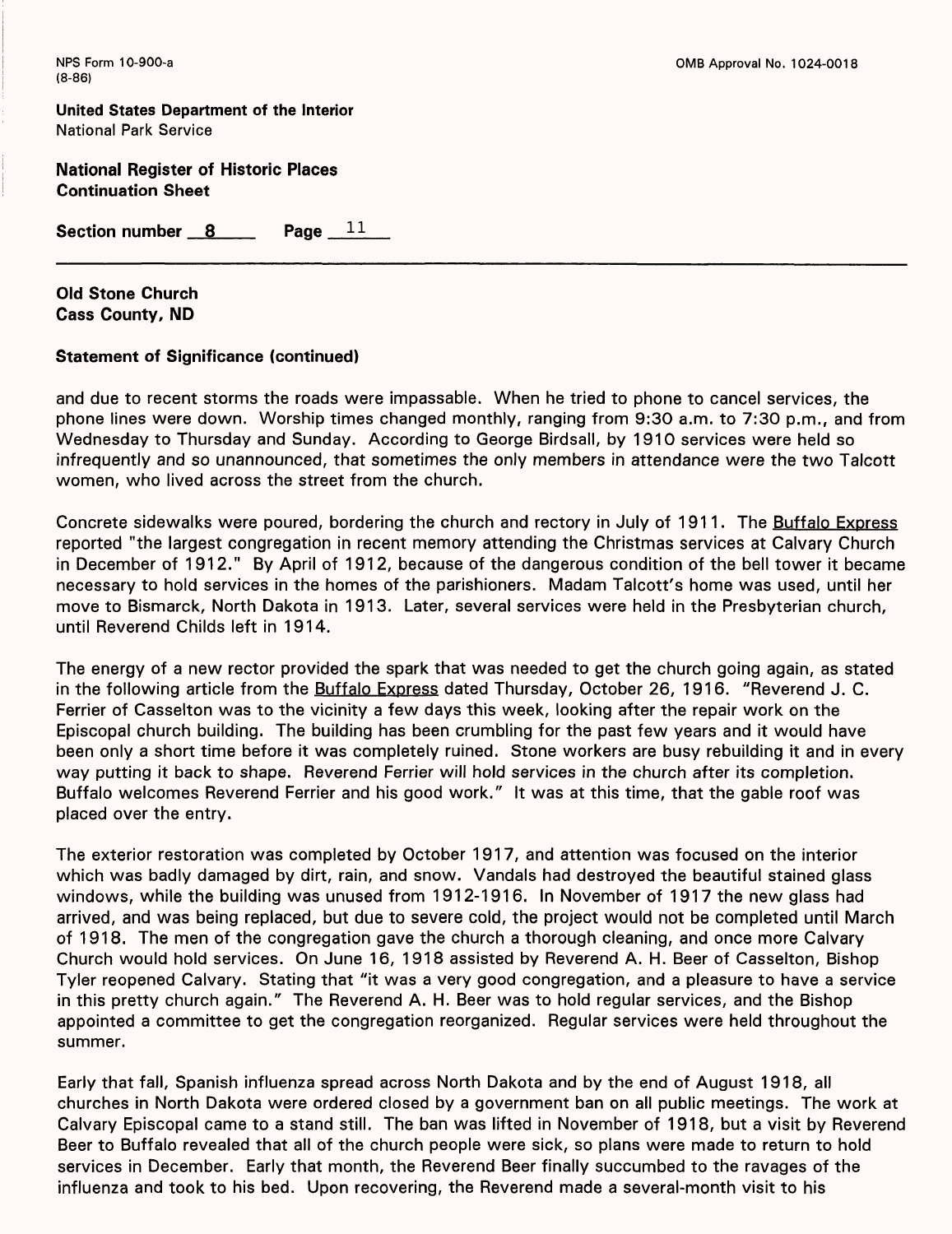**Old Stone Church**
**Cass County, ND**

**Statement of Significance (continued)**

and due to recent storms the roads were impassable. When he tried to phone to cancel services, the phone lines were down. Worship times changed monthly, ranging from 9:30 a.m. to 7:30 p.m., and from Wednesday to Thursday and Sunday. According to George Birdsall, by 1910 services were held so infrequently and so unannounced, that sometimes the only members in attendance were the two Talcott women, who lived across the street from the church.

Concrete sidewalks were poured, bordering the church and rectory in July of 1911. The Buffalo Express reported "the largest congregation in recent memory attending the Christmas services at Calvary Church in December of 1912." By April of 1912, because of the dangerous condition of the bell tower it became necessary to hold services in the homes of the parishioners. Madam Talcott's home was used, until her move to Bismarck, North Dakota in 1913. Later, several services were held in the Presbyterian church, until Reverend Childs left in 1914.

The energy of a new rector provided the spark that was needed to get the church going again, as stated in the following article from the Buffalo Express dated Thursday, October 26, 1916. "Reverend J. C. Ferrier of Casselton was to the vicinity a few days this week, looking after the repair work on the Episcopal church building. The building has been crumbling for the past few years and it would have been only a short time before it was completely ruined. Stone workers are busy rebuilding it and in every way putting it back to shape. Reverend Ferrier will hold services in the church after its completion. Buffalo welcomes Reverend Ferrier and his good work." It was at this time, that the gable roof was placed over the entry.

The exterior restoration was completed by October 1917, and attention was focused on the interior which was badly damaged by dirt, rain, and snow. Vandals had destroyed the beautiful stained glass windows, while the building was unused from 1912-1916. In November of 1917 the new glass had arrived, and was being replaced, but due to severe cold, the project would not be completed until March of 1918. The men of the congregation gave the church a thorough cleaning, and once more Calvary Church would hold services. On June 16, 1918 assisted by Reverend A. H. Beer of Casselton, Bishop Tyler reopened Calvary. Stating that "it was a very good congregation, and a pleasure to have a service in this pretty church again." The Reverend A. H. Beer was to hold regular services, and the Bishop appointed a committee to get the congregation reorganized. Regular services were held throughout the summer.

Early that fall, Spanish influenza spread across North Dakota and by the end of August 1918, all churches in North Dakota were ordered closed by a government ban on all public meetings. The work at Calvary Episcopal came to a stand still. The ban was lifted in November of 1918, but a visit by Reverend Beer to Buffalo revealed that all of the church people were sick, so plans were made to return to hold services in December. Early that month, the Reverend Beer finally succumbed to the ravages of the influenza and took to his bed. Upon recovering, the Reverend made a several-month visit to his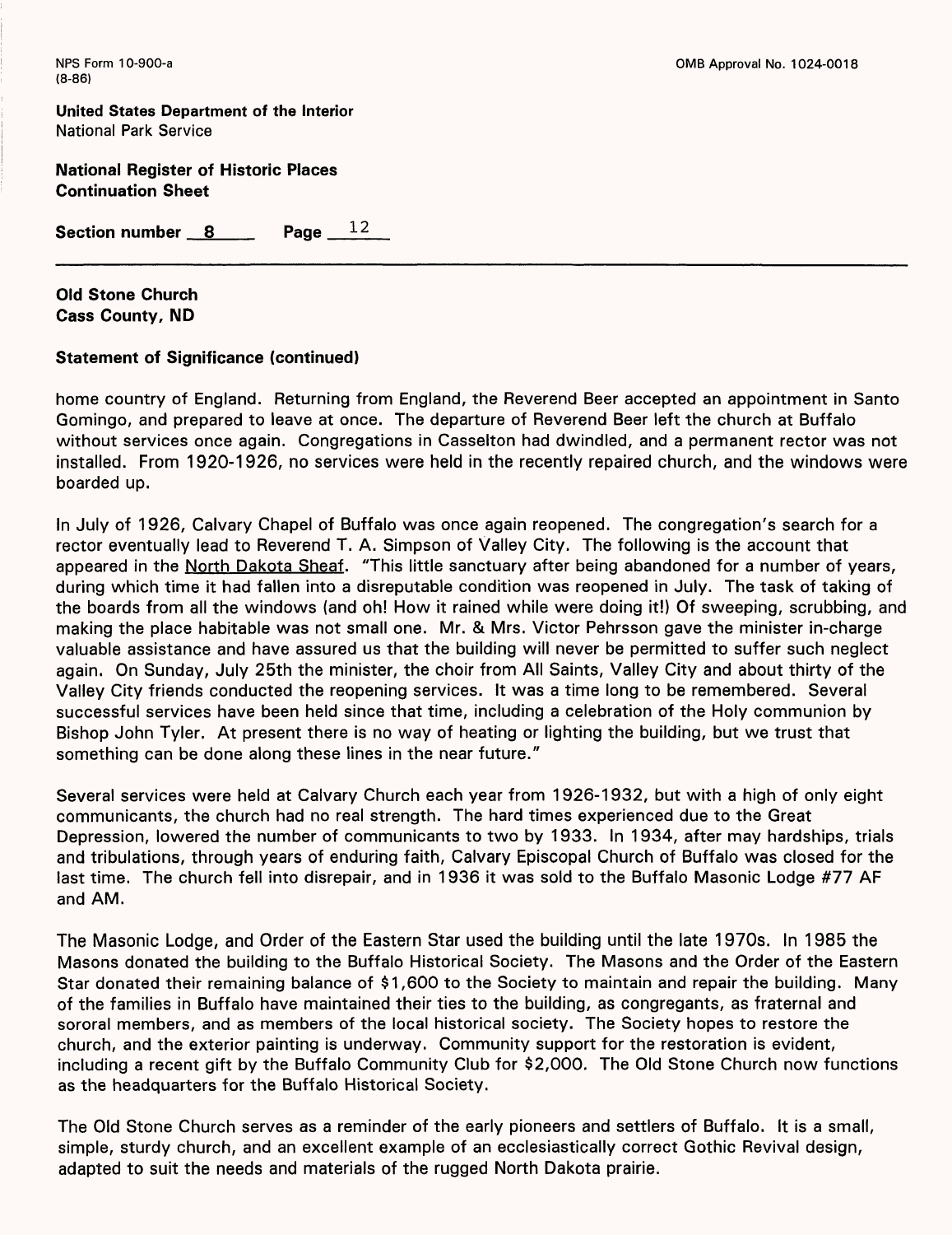**Old Stone Church**
**Cass County, ND**

**Statement of Significance (continued)**

home country of England. Returning from England, the Reverend Beer accepted an appointment in Santo Gomingo, and prepared to leave at once. The departure of Reverend Beer left the church at Buffalo without services once again. Congregations in Casselton had dwindled, and a permanent rector was not installed. From 1920-1926, no services were held in the recently repaired church, and the windows were boarded up.

In July of 1926, Calvary Chapel of Buffalo was once again reopened. The congregation's search for a rector eventually lead to Reverend T. A. Simpson of Valley City. The following is the account that appeared in the North Dakota Sheaf. "This little sanctuary after being abandoned for a number of years, during which time it had fallen into a disreputable condition was reopened in July. The task of taking of the boards from all the windows (and oh! How it rained while were doing it!) Of sweeping, scrubbing, and making the place habitable was not small one. Mr. & Mrs. Victor Pehrsson gave the minister in-charge valuable assistance and have assured us that the building will never be permitted to suffer such neglect again. On Sunday, July 25th the minister, the choir from All Saints, Valley City and about thirty of the Valley City friends conducted the reopening services. It was a time long to be remembered. Several successful services have been held since that time, including a celebration of the Holy communion by Bishop John Tyler. At present there is no way of heating or lighting the building, but we trust that something can be done along these lines in the near future."

Several services were held at Calvary Church each year from 1926-1932, but with a high of only eight communicants, the church had no real strength. The hard times experienced due to the Great Depression, lowered the number of communicants to two by 1933. In 1934, after may hardships, trials and tribulations, through years of enduring faith, Calvary Episcopal Church of Buffalo was closed for the last time. The church fell into disrepair, and in 1936 it was sold to the Buffalo Masonic Lodge #77 AF and AM.

The Masonic Lodge, and Order of the Eastern Star used the building until the late 1970s. In 1985 the Masons donated the building to the Buffalo Historical Society. The Masons and the Order of the Eastern Star donated their remaining balance of $1,600 to the Society to maintain and repair the building. Many of the families in Buffalo have maintained their ties to the building, as congregants, as fraternal and sororal members, and as members of the local historical society. The Society hopes to restore the church, and the exterior painting is underway. Community support for the restoration is evident, including a recent gift by the Buffalo Community Club for $2,000. The Old Stone Church now functions as the headquarters for the Buffalo Historical Society.

The Old Stone Church serves as a reminder of the early pioneers and settlers of Buffalo. It is a small, simple, sturdy church, and an excellent example of an ecclesiastically correct Gothic Revival design, adapted to suit the needs and materials of the rugged North Dakota prairie.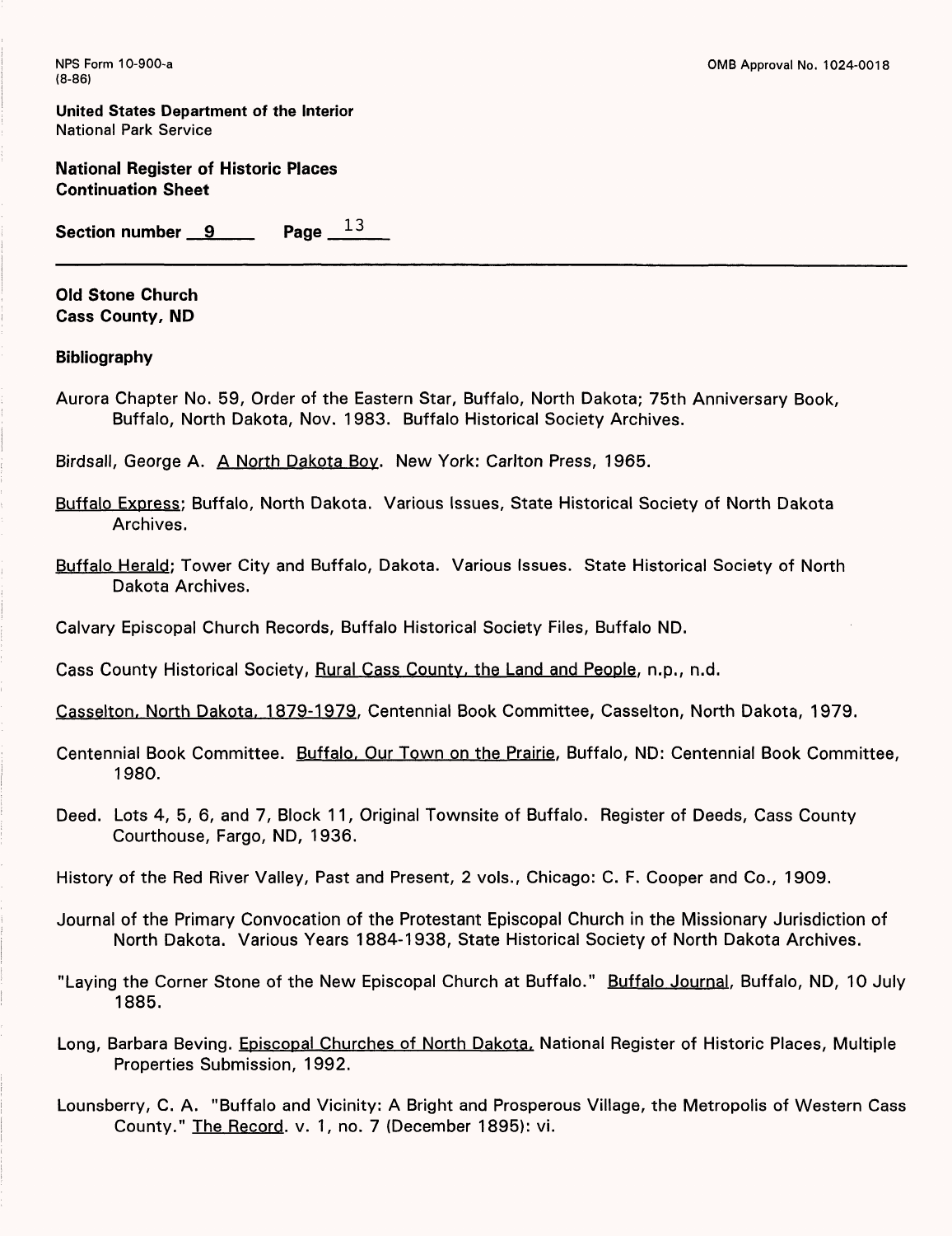**Old Stone Church**
**Cass County, ND**

**Bibliography**

Aurora Chapter No. 59, Order of the Eastern Star, Buffalo, North Dakota; 75th Anniversary Book, Buffalo, North Dakota, Nov. 1983. Buffalo Historical Society Archives.

Birdsall, George A. A North Dakota Boy. New York: Carlton Press, 1965.

Buffalo Express; Buffalo, North Dakota. Various Issues, State Historical Society of North Dakota Archives.

Buffalo Herald; Tower City and Buffalo, Dakota. Various Issues. State Historical Society of North Dakota Archives.

Calvary Episcopal Church Records, Buffalo Historical Society Files, Buffalo ND.

Cass County Historical Society, Rural Cass County, the Land and People, n.p., n.d.

Casselton, North Dakota, 1879-1979, Centennial Book Committee, Casselton, North Dakota, 1979.

Centennial Book Committee. Buffalo, Our Town on the Prairie, Buffalo, ND: Centennial Book Committee, 1980.

Deed. Lots 4, 5, 6, and 7, Block 11, Original Townsite of Buffalo. Register of Deeds, Cass County Courthouse, Fargo, ND, 1936.

History of the Red River Valley, Past and Present, 2 vols., Chicago: C. F. Cooper and Co., 1909.

Journal of the Primary Convocation of the Protestant Episcopal Church in the Missionary Jurisdiction of North Dakota. Various Years 1884-1938, State Historical Society of North Dakota Archives.

"Laying the Corner Stone of the New Episcopal Church at Buffalo." Buffalo Journal, Buffalo, ND, 10 July 1885.

Long, Barbara Beving. Episcopal Churches of North Dakota, National Register of Historic Places, Multiple Properties Submission, 1992.

Lounsberry, C. A. "Buffalo and Vicinity: A Bright and Prosperous Village, the Metropolis of Western Cass County." The Record. v. 1, no. 7 (December 1895): vi.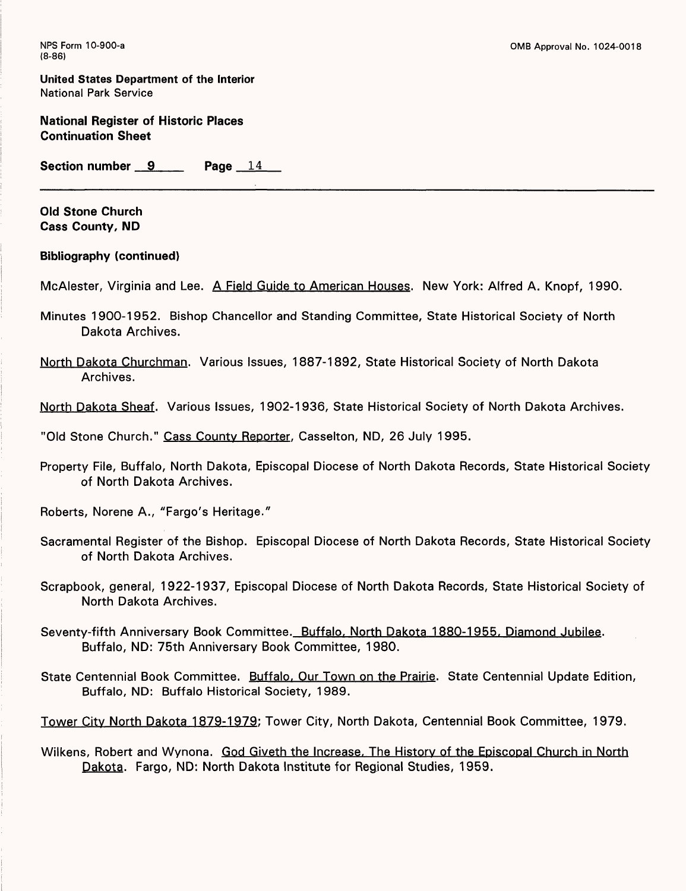NPS Form 10-900-a
(8-86)

OMB Approval No. 1024-0018

**United States Department of the Interior**
National Park Service

**National Register of Historic Places**
**Continuation Sheet**

**Section number 9 Page 14**

**Old Stone Church**
**Cass County, ND**

**Bibliography (continued)**

McAlester, Virginia and Lee. A Field Guide to American Houses. New York: Alfred A. Knopf, 1990.

Minutes 1900-1952. Bishop Chancellor and Standing Committee, State Historical Society of North Dakota Archives.

North Dakota Churchman. Various Issues, 1887-1892, State Historical Society of North Dakota Archives.

North Dakota Sheaf. Various Issues, 1902-1936, State Historical Society of North Dakota Archives.

"Old Stone Church." Cass County Reporter, Casselton, ND, 26 July 1995.

Property File, Buffalo, North Dakota, Episcopal Diocese of North Dakota Records, State Historical Society of North Dakota Archives.

Roberts, Norene A., "Fargo's Heritage."

Sacramental Register of the Bishop. Episcopal Diocese of North Dakota Records, State Historical Society of North Dakota Archives.

Scrapbook, general, 1922-1937, Episcopal Diocese of North Dakota Records, State Historical Society of North Dakota Archives.

Seventy-fifth Anniversary Book Committee. Buffalo, North Dakota 1880-1955, Diamond Jubilee. Buffalo, ND: 75th Anniversary Book Committee, 1980.

State Centennial Book Committee. Buffalo, Our Town on the Prairie. State Centennial Update Edition, Buffalo, ND: Buffalo Historical Society, 1989.

Tower City North Dakota 1879-1979; Tower City, North Dakota, Centennial Book Committee, 1979.

Wilkens, Robert and Wynona. God Giveth the Increase, The History of the Episcopal Church in North Dakota. Fargo, ND: North Dakota Institute for Regional Studies, 1959.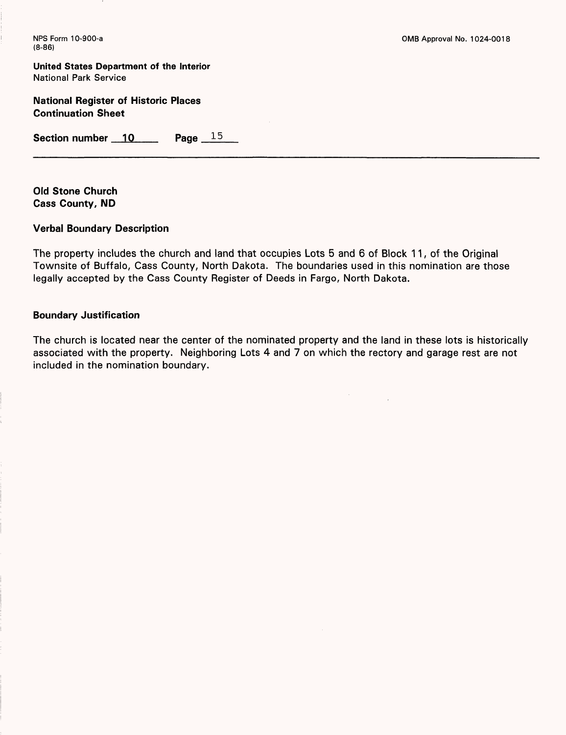NPS Form 10-900-a
(8-86)

OMB Approval No. 1024-0018

**United States Department of the Interior**
National Park Service

**National Register of Historic Places**
**Continuation Sheet**

**Section number** 10 **Page** 15

---

**Old Stone Church**
**Cass County, ND**

### Verbal Boundary Description

The property includes the church and land that occupies Lots 5 and 6 of Block 11, of the Original Townsite of Buffalo, Cass County, North Dakota. The boundaries used in this nomination are those legally accepted by the Cass County Register of Deeds in Fargo, North Dakota.

### Boundary Justification

The church is located near the center of the nominated property and the land in these lots is historically associated with the property. Neighboring Lots 4 and 7 on which the rectory and garage rest are not included in the nomination boundary.